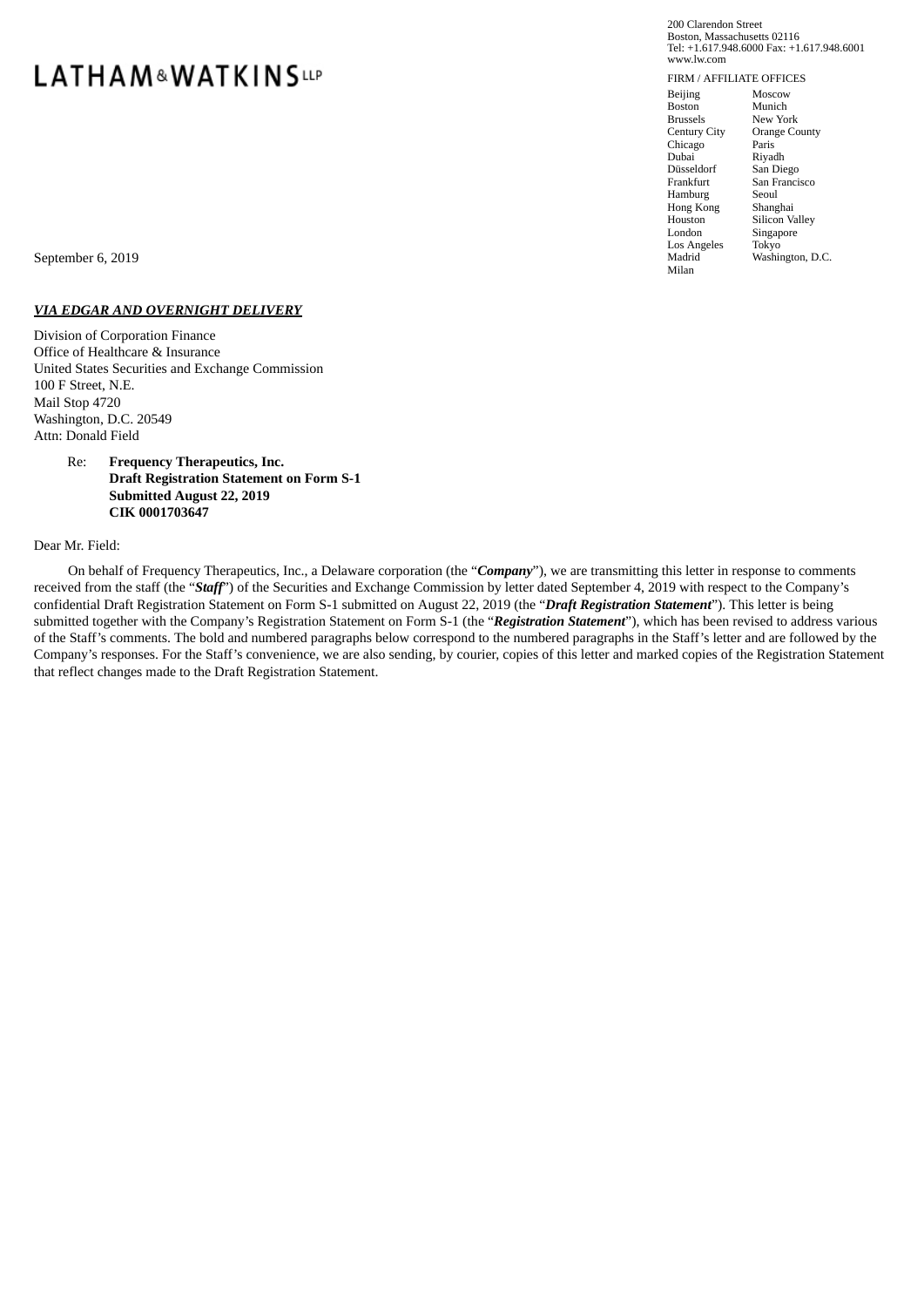# LATHAM&WATKINS LLP

200 Clarendon Street
Boston, Massachusetts 02116
Tel: +1.617.948.6000 Fax: +1.617.948.6001
www.lw.com

FIRM / AFFILIATE OFFICES

| | |
|---|---|
| Beijing | Moscow |
| Boston | Munich |
| Brussels | New York |
| Century City | Orange County |
| Chicago | Paris |
| Dubai | Riyadh |
| Düsseldorf | San Diego |
| Frankfurt | San Francisco |
| Hamburg | Seoul |
| Hong Kong | Shanghai |
| Houston | Silicon Valley |
| London | Singapore |
| Los Angeles | Tokyo |
| Madrid | Washington, D.C. |
| Milan | |

September 6, 2019

***VIA EDGAR AND OVERNIGHT DELIVERY***

Division of Corporation Finance
Office of Healthcare & Insurance
United States Securities and Exchange Commission
100 F Street, N.E.
Mail Stop 4720
Washington, D.C. 20549
Attn: Donald Field

Re: **Frequency Therapeutics, Inc.**
**Draft Registration Statement on Form S-1**
**Submitted August 22, 2019**
**CIK 0001703647**

Dear Mr. Field:

On behalf of Frequency Therapeutics, Inc., a Delaware corporation (the "***Company***"), we are transmitting this letter in response to comments received from the staff (the "***Staff***") of the Securities and Exchange Commission by letter dated September 4, 2019 with respect to the Company's confidential Draft Registration Statement on Form S-1 submitted on August 22, 2019 (the "***Draft Registration Statement***"). This letter is being submitted together with the Company's Registration Statement on Form S-1 (the "***Registration Statement***"), which has been revised to address various of the Staff's comments. The bold and numbered paragraphs below correspond to the numbered paragraphs in the Staff's letter and are followed by the Company's responses. For the Staff's convenience, we are also sending, by courier, copies of this letter and marked copies of the Registration Statement that reflect changes made to the Draft Registration Statement.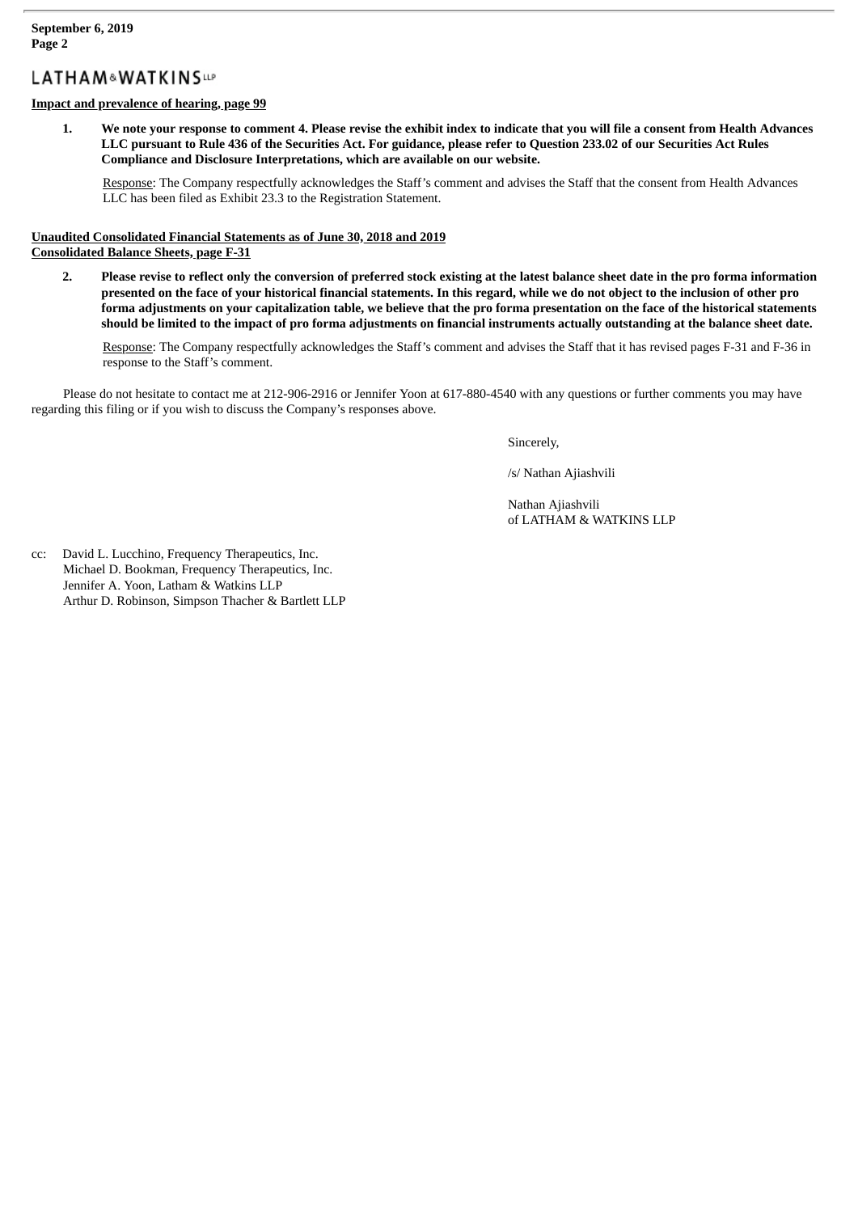**Impact and prevalence of hearing, page 99**

1. **We note your response to comment 4. Please revise the exhibit index to indicate that you will file a consent from Health Advances LLC pursuant to Rule 436 of the Securities Act. For guidance, please refer to Question 233.02 of our Securities Act Rules Compliance and Disclosure Interpretations, which are available on our website.**

   Response: The Company respectfully acknowledges the Staff's comment and advises the Staff that the consent from Health Advances LLC has been filed as Exhibit 23.3 to the Registration Statement.

**Unaudited Consolidated Financial Statements as of June 30, 2018 and 2019**
**Consolidated Balance Sheets, page F-31**

2. **Please revise to reflect only the conversion of preferred stock existing at the latest balance sheet date in the pro forma information presented on the face of your historical financial statements. In this regard, while we do not object to the inclusion of other pro forma adjustments on your capitalization table, we believe that the pro forma presentation on the face of the historical statements should be limited to the impact of pro forma adjustments on financial instruments actually outstanding at the balance sheet date.**

   Response: The Company respectfully acknowledges the Staff's comment and advises the Staff that it has revised pages F-31 and F-36 in response to the Staff's comment.

Please do not hesitate to contact me at 212-906-2916 or Jennifer Yoon at 617-880-4540 with any questions or further comments you may have regarding this filing or if you wish to discuss the Company's responses above.

Sincerely,

/s/ Nathan Ajiashvili

Nathan Ajiashvili
of LATHAM & WATKINS LLP

cc: David L. Lucchino, Frequency Therapeutics, Inc.
Michael D. Bookman, Frequency Therapeutics, Inc.
Jennifer A. Yoon, Latham & Watkins LLP
Arthur D. Robinson, Simpson Thacher & Bartlett LLP